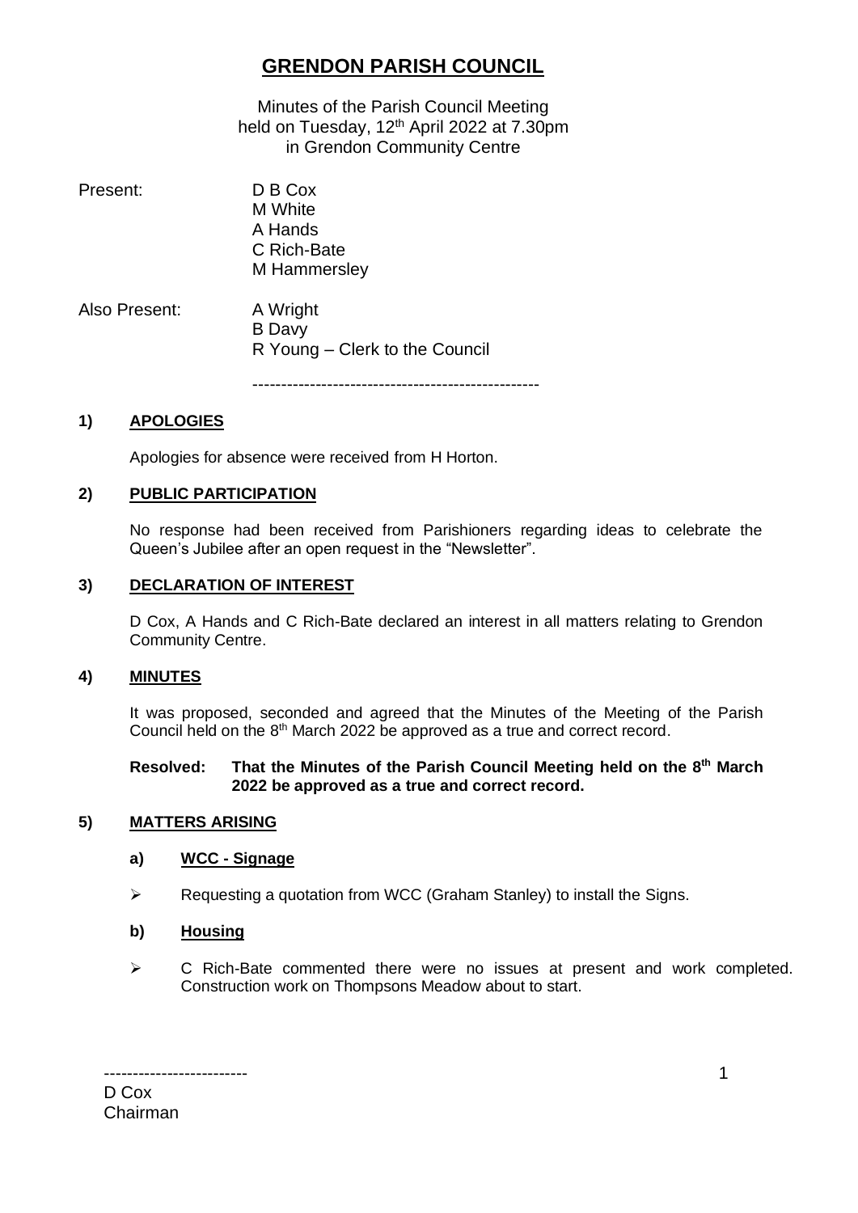# GRENDON PARISH COUNCIL

Minutes of the Parish Council Meeting
held on Tuesday, 12th April 2022 at 7.30pm
in Grendon Community Centre

Present: D B Cox
M White
A Hands
C Rich-Bate
M Hammersley

Also Present: A Wright
B Davy
R Young – Clerk to the Council

---

## 1) APOLOGIES

Apologies for absence were received from H Horton.

## 2) PUBLIC PARTICIPATION

No response had been received from Parishioners regarding ideas to celebrate the Queen's Jubilee after an open request in the "Newsletter".

## 3) DECLARATION OF INTEREST

D Cox, A Hands and C Rich-Bate declared an interest in all matters relating to Grendon Community Centre.

## 4) MINUTES

It was proposed, seconded and agreed that the Minutes of the Meeting of the Parish Council held on the 8th March 2022 be approved as a true and correct record.

**Resolved: That the Minutes of the Parish Council Meeting held on the 8th March 2022 be approved as a true and correct record.**

## 5) MATTERS ARISING

### a) WCC - Signage

- Requesting a quotation from WCC (Graham Stanley) to install the Signs.

### b) Housing

- C Rich-Bate commented there were no issues at present and work completed. Construction work on Thompsons Meadow about to start.

-------------------------
D Cox
Chairman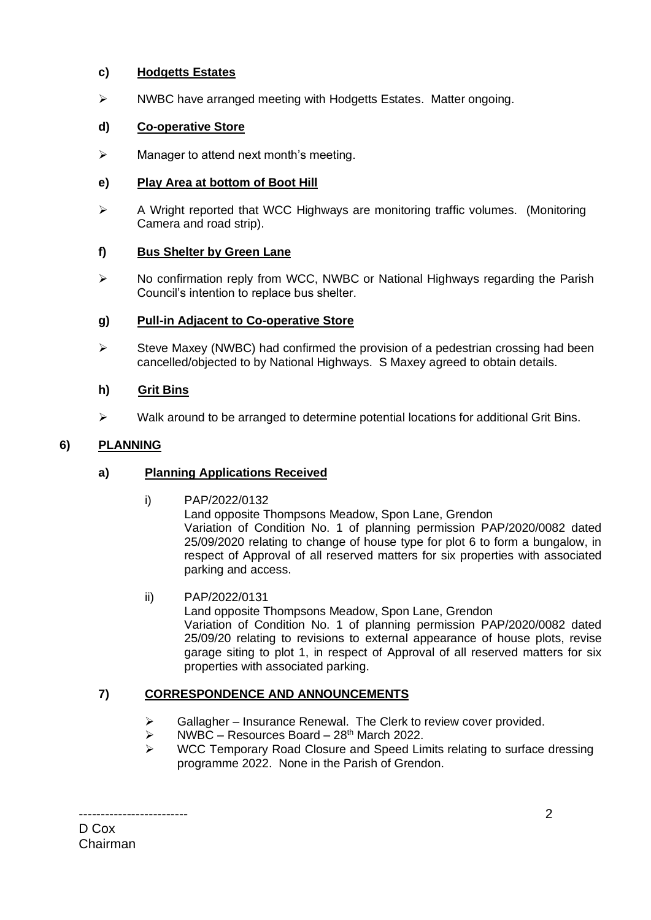**c) Hodgetts Estates**

- NWBC have arranged meeting with Hodgetts Estates. Matter ongoing.

**d) Co-operative Store**

- Manager to attend next month's meeting.

**e) Play Area at bottom of Boot Hill**

- A Wright reported that WCC Highways are monitoring traffic volumes. (Monitoring Camera and road strip).

**f) Bus Shelter by Green Lane**

- No confirmation reply from WCC, NWBC or National Highways regarding the Parish Council's intention to replace bus shelter.

**g) Pull-in Adjacent to Co-operative Store**

- Steve Maxey (NWBC) had confirmed the provision of a pedestrian crossing had been cancelled/objected to by National Highways. S Maxey agreed to obtain details.

**h) Grit Bins**

- Walk around to be arranged to determine potential locations for additional Grit Bins.

## 6) PLANNING

**a) Planning Applications Received**

i) PAP/2022/0132
Land opposite Thompsons Meadow, Spon Lane, Grendon
Variation of Condition No. 1 of planning permission PAP/2020/0082 dated 25/09/2020 relating to change of house type for plot 6 to form a bungalow, in respect of Approval of all reserved matters for six properties with associated parking and access.

ii) PAP/2022/0131
Land opposite Thompsons Meadow, Spon Lane, Grendon
Variation of Condition No. 1 of planning permission PAP/2020/0082 dated 25/09/20 relating to revisions to external appearance of house plots, revise garage siting to plot 1, in respect of Approval of all reserved matters for six properties with associated parking.

## 7) CORRESPONDENCE AND ANNOUNCEMENTS

- Gallagher – Insurance Renewal. The Clerk to review cover provided.
- NWBC – Resources Board – 28th March 2022.
- WCC Temporary Road Closure and Speed Limits relating to surface dressing programme 2022. None in the Parish of Grendon.

-------------------------
D Cox
Chairman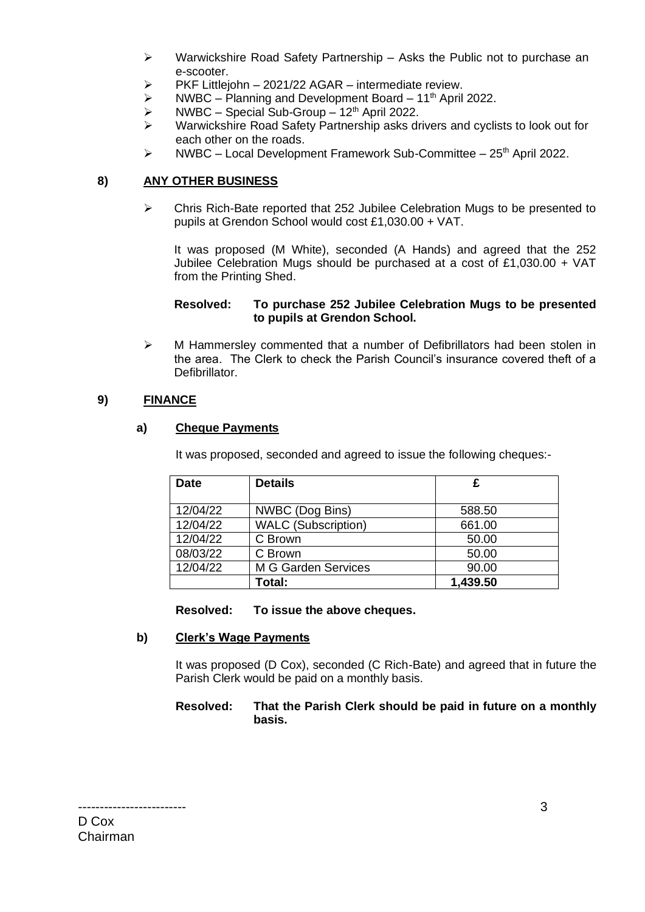- Warwickshire Road Safety Partnership – Asks the Public not to purchase an e-scooter.
- PKF Littlejohn – 2021/22 AGAR – intermediate review.
- NWBC – Planning and Development Board – 11th April 2022.
- NWBC – Special Sub-Group – 12th April 2022.
- Warwickshire Road Safety Partnership asks drivers and cyclists to look out for each other on the roads.
- NWBC – Local Development Framework Sub-Committee – 25th April 2022.

## 8) ANY OTHER BUSINESS

- Chris Rich-Bate reported that 252 Jubilee Celebration Mugs to be presented to pupils at Grendon School would cost £1,030.00 + VAT.

  It was proposed (M White), seconded (A Hands) and agreed that the 252 Jubilee Celebration Mugs should be purchased at a cost of £1,030.00 + VAT from the Printing Shed.

  **Resolved: To purchase 252 Jubilee Celebration Mugs to be presented to pupils at Grendon School.**

- M Hammersley commented that a number of Defibrillators had been stolen in the area. The Clerk to check the Parish Council's insurance covered theft of a Defibrillator.

## 9) FINANCE

### a) Cheque Payments

It was proposed, seconded and agreed to issue the following cheques:-

| Date | Details | £ |
|---|---|---|
| 12/04/22 | NWBC (Dog Bins) | 588.50 |
| 12/04/22 | WALC (Subscription) | 661.00 |
| 12/04/22 | C Brown | 50.00 |
| 08/03/22 | C Brown | 50.00 |
| 12/04/22 | M G Garden Services | 90.00 |
| | **Total:** | **1,439.50** |

**Resolved: To issue the above cheques.**

### b) Clerk's Wage Payments

It was proposed (D Cox), seconded (C Rich-Bate) and agreed that in future the Parish Clerk would be paid on a monthly basis.

**Resolved: That the Parish Clerk should be paid in future on a monthly basis.**

-------------------------
D Cox
Chairman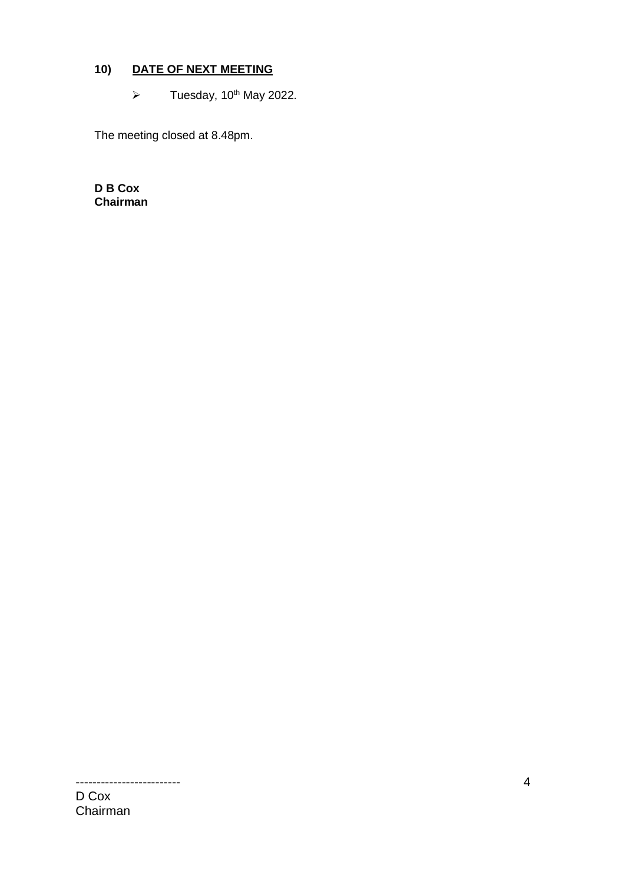## 10) DATE OF NEXT MEETING

- Tuesday, 10th May 2022.

The meeting closed at 8.48pm.

**D B Cox**
**Chairman**

-------------------------
D Cox
Chairman